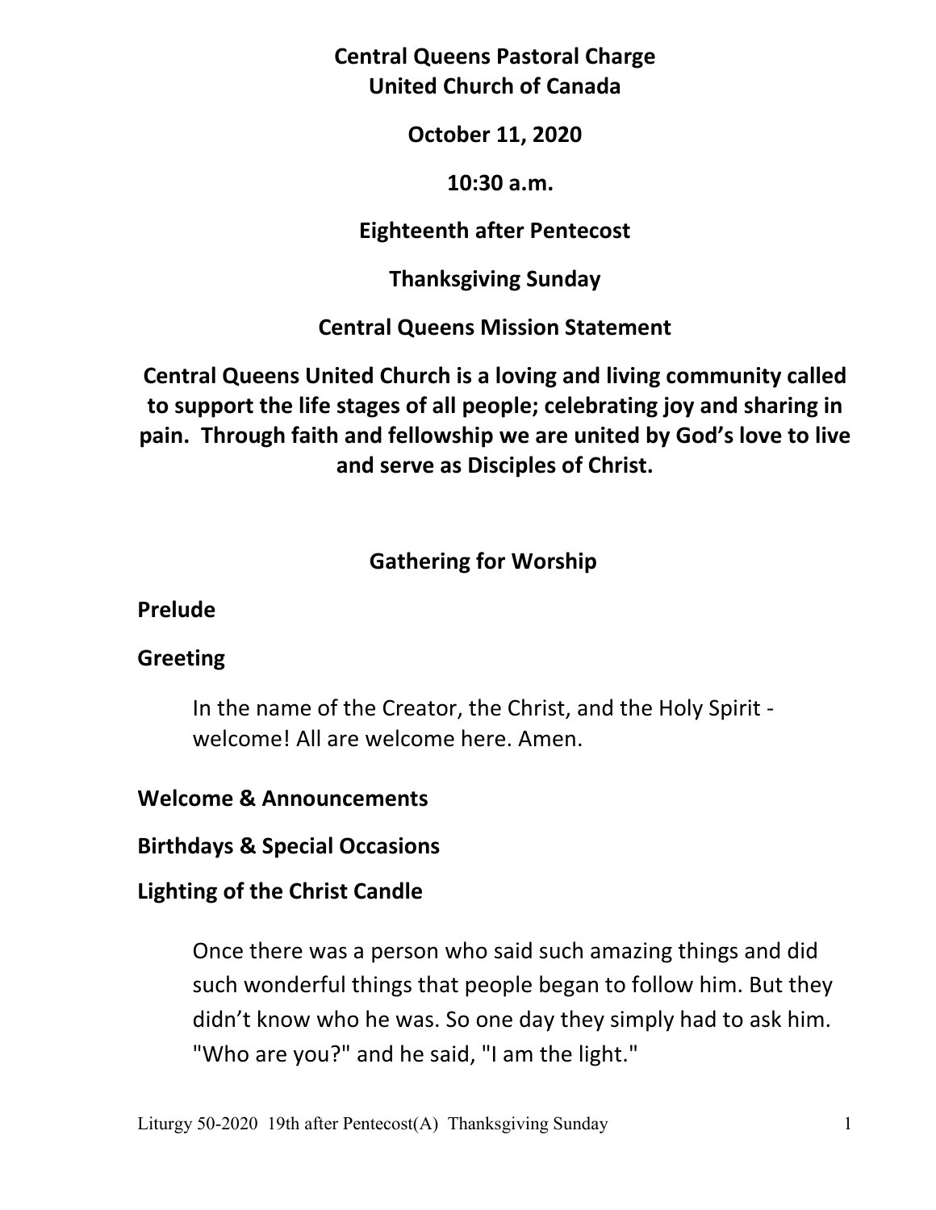# Central Queens Pastoral Charge
# United Church of Canada

**October 11, 2020**

**10:30 a.m.**

**Eighteenth after Pentecost**

**Thanksgiving Sunday**

**Central Queens Mission Statement**

**Central Queens United Church is a loving and living community called to support the life stages of all people; celebrating joy and sharing in pain. Through faith and fellowship we are united by God's love to live and serve as Disciples of Christ.**

## Gathering for Worship

**Prelude**

**Greeting**

In the name of the Creator, the Christ, and the Holy Spirit - welcome! All are welcome here. Amen.

**Welcome & Announcements**

**Birthdays & Special Occasions**

**Lighting of the Christ Candle**

Once there was a person who said such amazing things and did such wonderful things that people began to follow him. But they didn't know who he was. So one day they simply had to ask him. "Who are you?" and he said, "I am the light."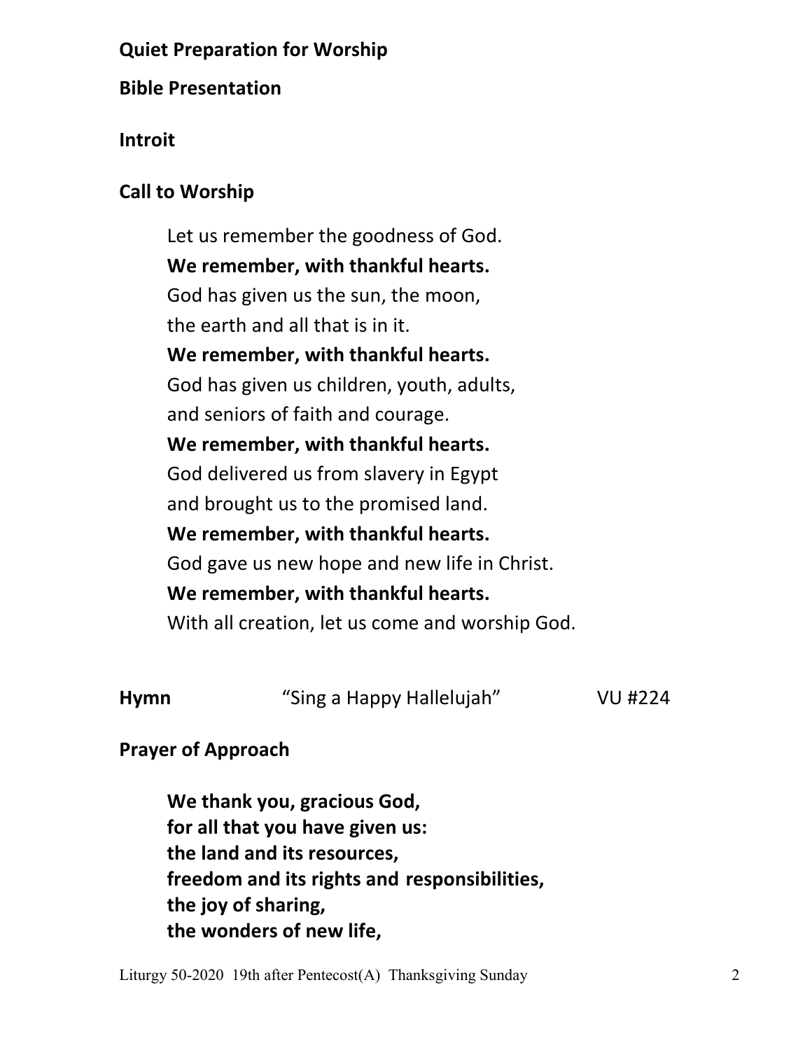**Quiet Preparation for Worship**

**Bible Presentation**

**Introit**

**Call to Worship**

Let us remember the goodness of God.
**We remember, with thankful hearts.**
God has given us the sun, the moon,
the earth and all that is in it.
**We remember, with thankful hearts.**
God has given us children, youth, adults,
and seniors of faith and courage.
**We remember, with thankful hearts.**
God delivered us from slavery in Egypt
and brought us to the promised land.
**We remember, with thankful hearts.**
God gave us new hope and new life in Christ.
**We remember, with thankful hearts.**
With all creation, let us come and worship God.

**Hymn** "Sing a Happy Hallelujah" VU #224

**Prayer of Approach**

**We thank you, gracious God,**
**for all that you have given us:**
**the land and its resources,**
**freedom and its rights and responsibilities,**
**the joy of sharing,**
**the wonders of new life,**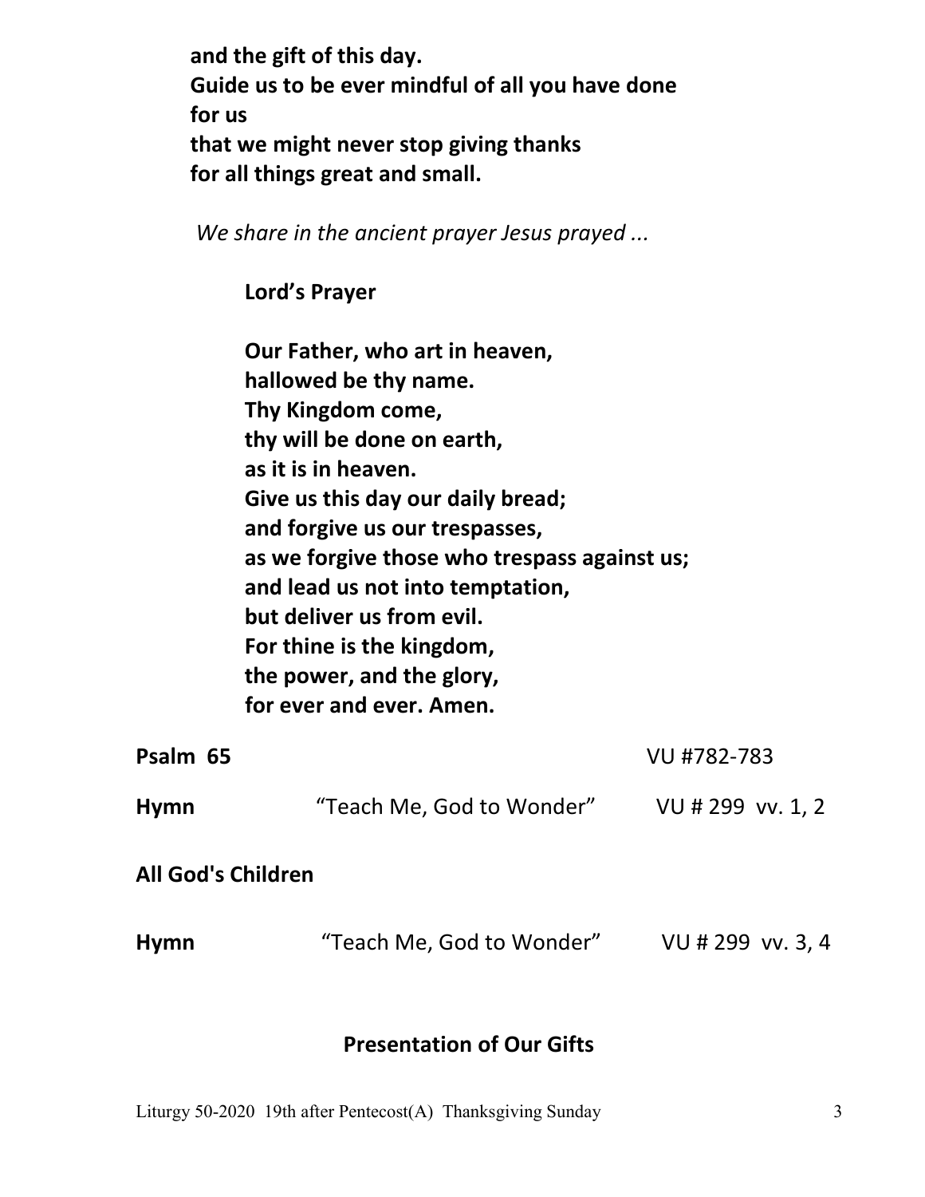**and the gift of this day.**
**Guide us to be ever mindful of all you have done for us**
**that we might never stop giving thanks**
**for all things great and small.**

*We share in the ancient prayer Jesus prayed ...*

**Lord's Prayer**

**Our Father, who art in heaven,**
**hallowed be thy name.**
**Thy Kingdom come,**
**thy will be done on earth,**
**as it is in heaven.**
**Give us this day our daily bread;**
**and forgive us our trespasses,**
**as we forgive those who trespass against us;**
**and lead us not into temptation,**
**but deliver us from evil.**
**For thine is the kingdom,**
**the power, and the glory,**
**for ever and ever. Amen.**

**Psalm 65** VU #782-783

**Hymn** "Teach Me, God to Wonder" VU # 299 vv. 1, 2

**All God's Children**

**Hymn** "Teach Me, God to Wonder" VU # 299 vv. 3, 4

**Presentation of Our Gifts**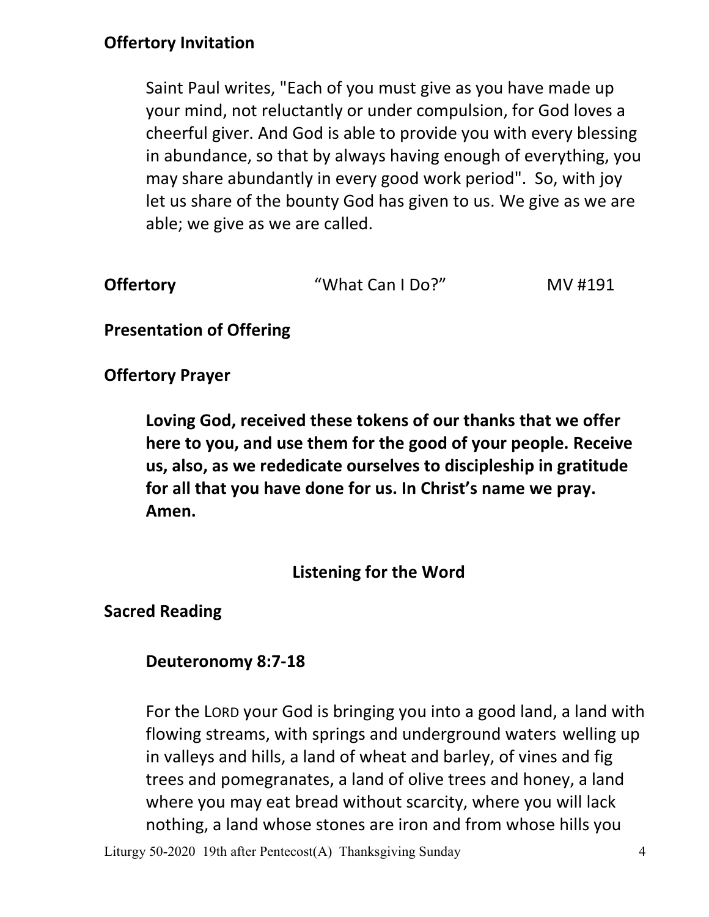**Offertory Invitation**

Saint Paul writes, "Each of you must give as you have made up your mind, not reluctantly or under compulsion, for God loves a cheerful giver. And God is able to provide you with every blessing in abundance, so that by always having enough of everything, you may share abundantly in every good work period". So, with joy let us share of the bounty God has given to us. We give as we are able; we give as we are called.

**Offertory** "What Can I Do?" MV #191

**Presentation of Offering**

**Offertory Prayer**

**Loving God, received these tokens of our thanks that we offer here to you, and use them for the good of your people. Receive us, also, as we rededicate ourselves to discipleship in gratitude for all that you have done for us. In Christ's name we pray. Amen.**

## Listening for the Word

**Sacred Reading**

**Deuteronomy 8:7-18**

For the LORD your God is bringing you into a good land, a land with flowing streams, with springs and underground waters welling up in valleys and hills, a land of wheat and barley, of vines and fig trees and pomegranates, a land of olive trees and honey, a land where you may eat bread without scarcity, where you will lack nothing, a land whose stones are iron and from whose hills you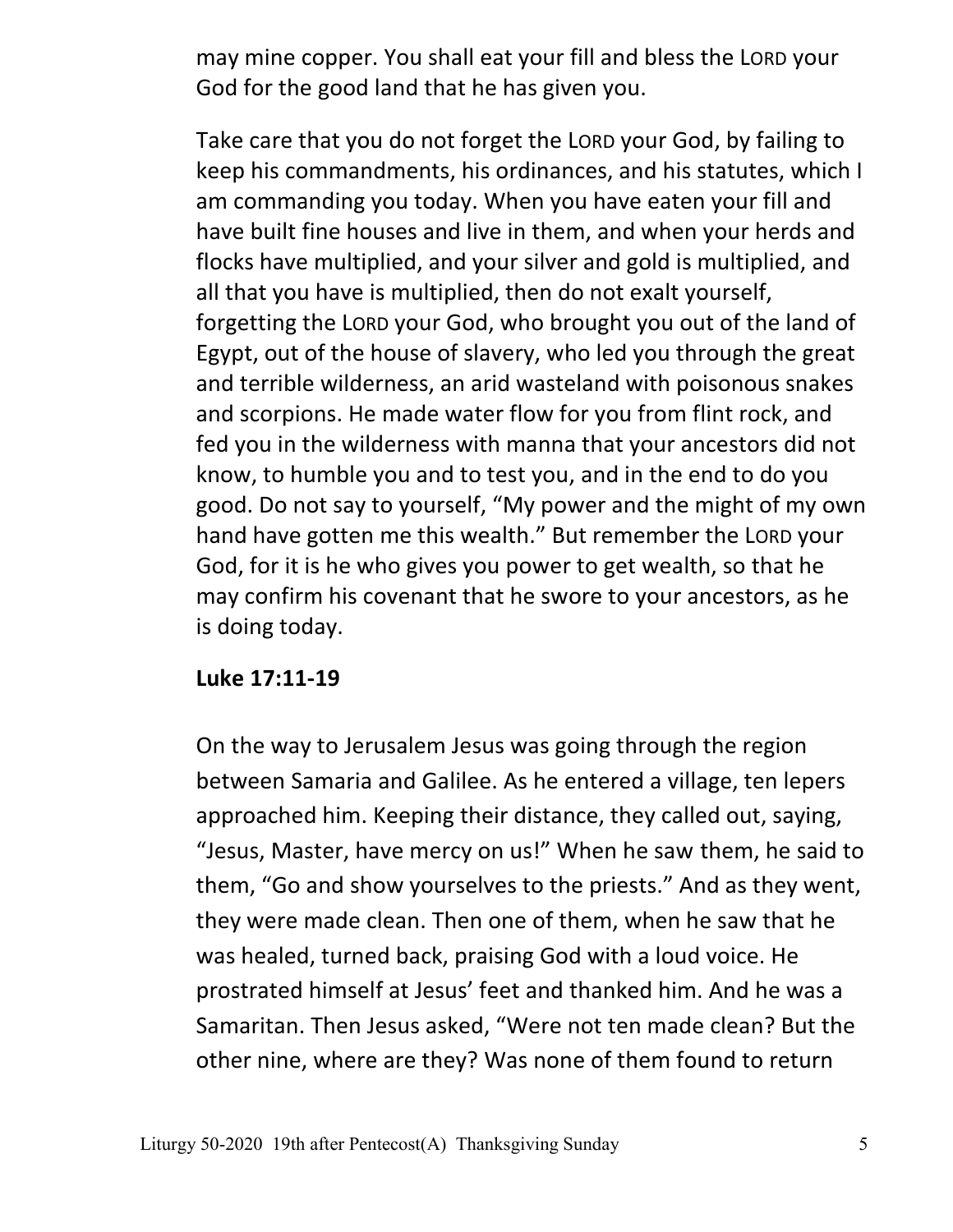may mine copper. You shall eat your fill and bless the LORD your God for the good land that he has given you.

Take care that you do not forget the LORD your God, by failing to keep his commandments, his ordinances, and his statutes, which I am commanding you today. When you have eaten your fill and have built fine houses and live in them, and when your herds and flocks have multiplied, and your silver and gold is multiplied, and all that you have is multiplied, then do not exalt yourself, forgetting the LORD your God, who brought you out of the land of Egypt, out of the house of slavery, who led you through the great and terrible wilderness, an arid wasteland with poisonous snakes and scorpions. He made water flow for you from flint rock, and fed you in the wilderness with manna that your ancestors did not know, to humble you and to test you, and in the end to do you good. Do not say to yourself, "My power and the might of my own hand have gotten me this wealth." But remember the LORD your God, for it is he who gives you power to get wealth, so that he may confirm his covenant that he swore to your ancestors, as he is doing today.

**Luke 17:11-19**

On the way to Jerusalem Jesus was going through the region between Samaria and Galilee. As he entered a village, ten lepers approached him. Keeping their distance, they called out, saying, "Jesus, Master, have mercy on us!" When he saw them, he said to them, "Go and show yourselves to the priests." And as they went, they were made clean. Then one of them, when he saw that he was healed, turned back, praising God with a loud voice. He prostrated himself at Jesus' feet and thanked him. And he was a Samaritan. Then Jesus asked, "Were not ten made clean? But the other nine, where are they? Was none of them found to return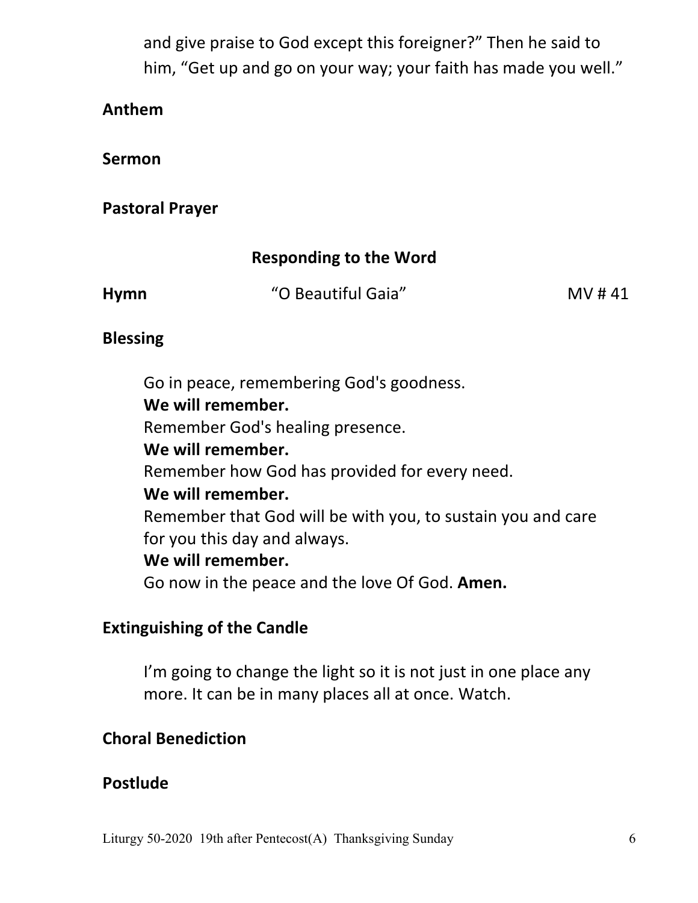and give praise to God except this foreigner?" Then he said to him, "Get up and go on your way; your faith has made you well."

**Anthem**

**Sermon**

**Pastoral Prayer**

## Responding to the Word

**Hymn** "O Beautiful Gaia" MV # 41

**Blessing**

Go in peace, remembering God's goodness.
**We will remember.**
Remember God's healing presence.
**We will remember.**
Remember how God has provided for every need.
**We will remember.**
Remember that God will be with you, to sustain you and care for you this day and always.
**We will remember.**
Go now in the peace and the love Of God. **Amen.**

**Extinguishing of the Candle**

I'm going to change the light so it is not just in one place any more. It can be in many places all at once. Watch.

**Choral Benediction**

**Postlude**